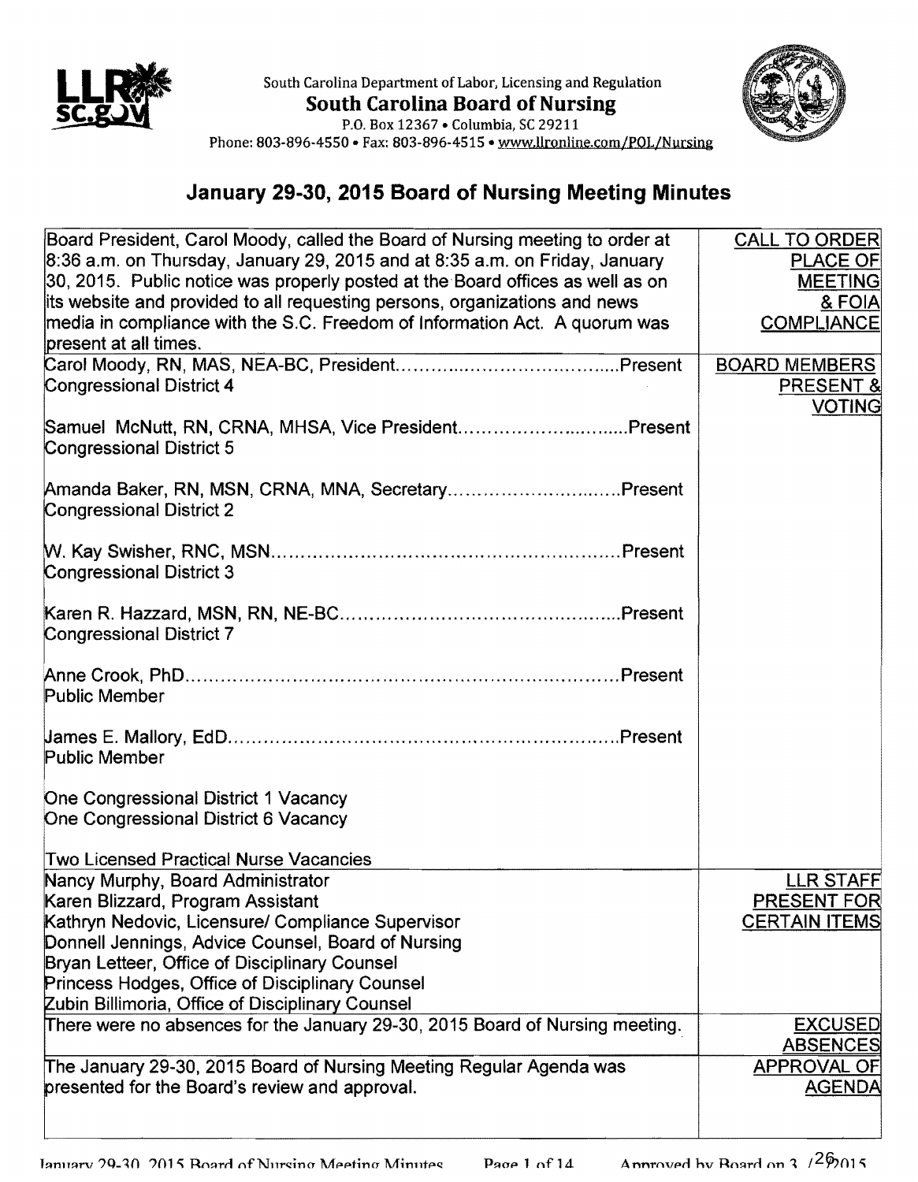South Carolina Department of Labor, Licensing and Regulation

**South Carolina Board of Nursing**

P.O. Box 12367 • Columbia, SC 29211

Phone: 803-896-4550 • Fax: 803-896-4515 • www.llronline.com/POL/Nursing

# January 29-30, 2015 Board of Nursing Meeting Minutes

| | |
|---|---|
| Board President, Carol Moody, called the Board of Nursing meeting to order at 8:36 a.m. on Thursday, January 29, 2015 and at 8:35 a.m. on Friday, January 30, 2015. Public notice was properly posted at the Board offices as well as on its website and provided to all requesting persons, organizations and news media in compliance with the S.C. Freedom of Information Act. A quorum was present at all times. | CALL TO ORDER PLACE OF MEETING & FOIA COMPLIANCE |
| Carol Moody, RN, MAS, NEA-BC, President....Present<br>Congressional District 4<br><br>Samuel McNutt, RN, CRNA, MHSA, Vice President....Present<br>Congressional District 5<br><br>Amanda Baker, RN, MSN, CRNA, MNA, Secretary....Present<br>Congressional District 2<br><br>W. Kay Swisher, RNC, MSN....Present<br>Congressional District 3<br><br>Karen R. Hazzard, MSN, RN, NE-BC....Present<br>Congressional District 7<br><br>Anne Crook, PhD....Present<br>Public Member<br><br>James E. Mallory, EdD....Present<br>Public Member<br><br>One Congressional District 1 Vacancy<br>One Congressional District 6 Vacancy<br><br>Two Licensed Practical Nurse Vacancies | BOARD MEMBERS PRESENT & VOTING |
| Nancy Murphy, Board Administrator<br>Karen Blizzard, Program Assistant<br>Kathryn Nedovic, Licensure/ Compliance Supervisor<br>Donnell Jennings, Advice Counsel, Board of Nursing<br>Bryan Letteer, Office of Disciplinary Counsel<br>Princess Hodges, Office of Disciplinary Counsel<br>Zubin Billimoria, Office of Disciplinary Counsel | LLR STAFF PRESENT FOR CERTAIN ITEMS |
| There were no absences for the January 29-30, 2015 Board of Nursing meeting. | EXCUSED ABSENCES |
| The January 29-30, 2015 Board of Nursing Meeting Regular Agenda was presented for the Board's review and approval. | APPROVAL OF AGENDA |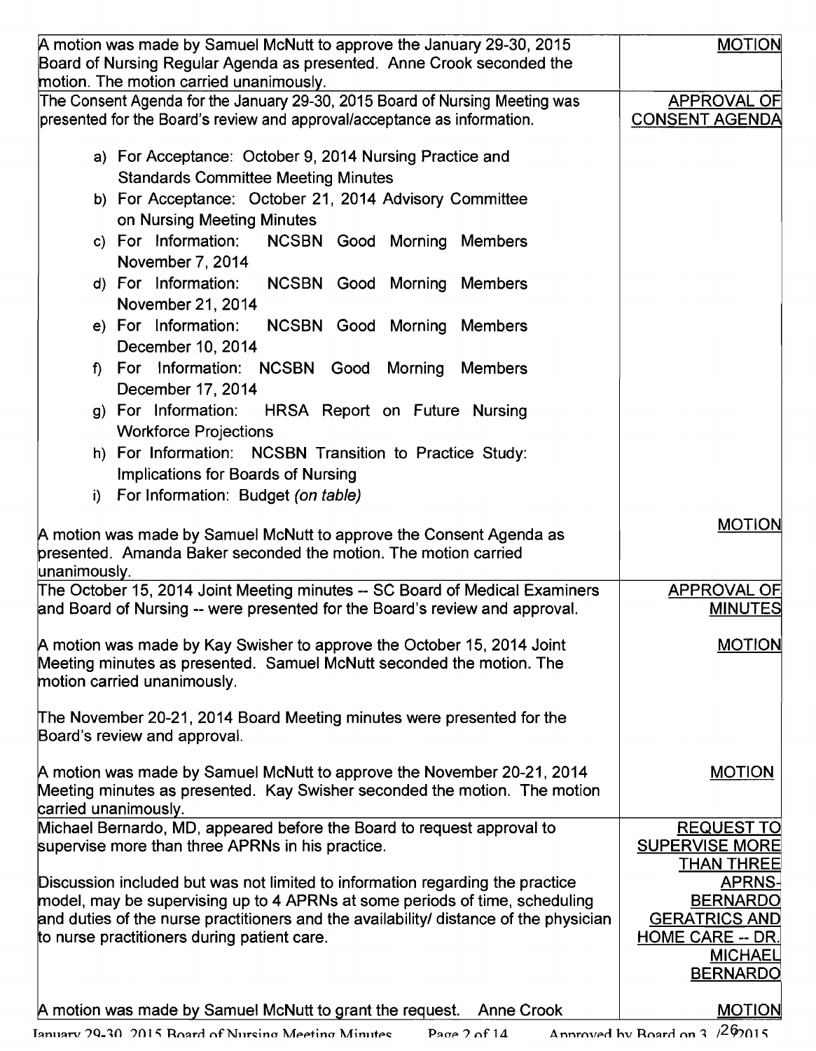| | |
|---|---|
| A motion was made by Samuel McNutt to approve the January 29-30, 2015 Board of Nursing Regular Agenda as presented. Anne Crook seconded the motion. The motion carried unanimously. | MOTION |
| The Consent Agenda for the January 29-30, 2015 Board of Nursing Meeting was presented for the Board's review and approval/acceptance as information.<br><br>a) For Acceptance: October 9, 2014 Nursing Practice and Standards Committee Meeting Minutes<br>b) For Acceptance: October 21, 2014 Advisory Committee on Nursing Meeting Minutes<br>c) For Information: NCSBN Good Morning Members November 7, 2014<br>d) For Information: NCSBN Good Morning Members November 21, 2014<br>e) For Information: NCSBN Good Morning Members December 10, 2014<br>f) For Information: NCSBN Good Morning Members December 17, 2014<br>g) For Information: HRSA Report on Future Nursing Workforce Projections<br>h) For Information: NCSBN Transition to Practice Study: Implications for Boards of Nursing<br>i) For Information: Budget *(on table)* | APPROVAL OF CONSENT AGENDA |
| A motion was made by Samuel McNutt to approve the Consent Agenda as presented. Amanda Baker seconded the motion. The motion carried unanimously. | MOTION |
| The October 15, 2014 Joint Meeting minutes -- SC Board of Medical Examiners and Board of Nursing -- were presented for the Board's review and approval. | APPROVAL OF MINUTES |
| A motion was made by Kay Swisher to approve the October 15, 2014 Joint Meeting minutes as presented. Samuel McNutt seconded the motion. The motion carried unanimously. | MOTION |
| The November 20-21, 2014 Board Meeting minutes were presented for the Board's review and approval. | |
| A motion was made by Samuel McNutt to approve the November 20-21, 2014 Meeting minutes as presented. Kay Swisher seconded the motion. The motion carried unanimously. | MOTION |
| Michael Bernardo, MD, appeared before the Board to request approval to supervise more than three APRNs in his practice.<br><br>Discussion included but was not limited to information regarding the practice model, may be supervising up to 4 APRNs at some periods of time, scheduling and duties of the nurse practitioners and the availability/ distance of the physician to nurse practitioners during patient care. | REQUEST TO SUPERVISE MORE THAN THREE APRNS- BERNARDO GERATRICS AND HOME CARE -- DR. MICHAEL BERNARDO |
| A motion was made by Samuel McNutt to grant the request. Anne Crook | MOTION |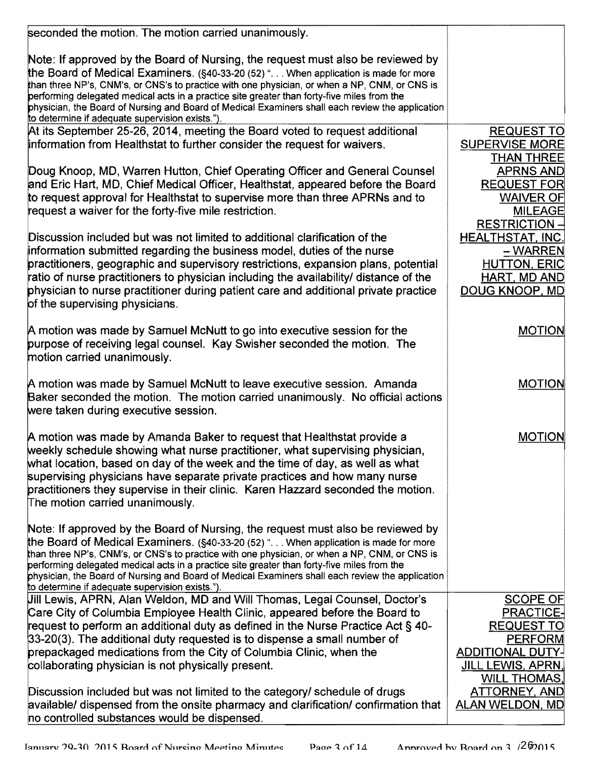| | |
|---|---|
| seconded the motion. The motion carried unanimously.<br><br>Note: If approved by the Board of Nursing, the request must also be reviewed by the Board of Medical Examiners. (§40-33-20 (52) ". . . When application is made for more than three NP's, CNM's, or CNS's to practice with one physician, or when a NP, CNM, or CNS is performing delegated medical acts in a practice site greater than forty-five miles from the physician, the Board of Nursing and Board of Medical Examiners shall each review the application to determine if adequate supervision exists."). | |
| At its September 25-26, 2014, meeting the Board voted to request additional information from Healthstat to further consider the request for waivers.<br><br>Doug Knoop, MD, Warren Hutton, Chief Operating Officer and General Counsel and Eric Hart, MD, Chief Medical Officer, Healthstat, appeared before the Board to request approval for Healthstat to supervise more than three APRNs and to request a waiver for the forty-five mile restriction.<br><br>Discussion included but was not limited to additional clarification of the information submitted regarding the business model, duties of the nurse practitioners, geographic and supervisory restrictions, expansion plans, potential ratio of nurse practitioners to physician including the availability/ distance of the physician to nurse practitioner during patient care and additional private practice of the supervising physicians. | REQUEST TO SUPERVISE MORE THAN THREE APRNS AND REQUEST FOR WAIVER OF MILEAGE RESTRICTION – HEALTHSTAT, INC. – WARREN HUTTON, ERIC HART, MD AND DOUG KNOOP, MD |
| A motion was made by Samuel McNutt to go into executive session for the purpose of receiving legal counsel. Kay Swisher seconded the motion. The motion carried unanimously. | MOTION |
| A motion was made by Samuel McNutt to leave executive session. Amanda Baker seconded the motion. The motion carried unanimously. No official actions were taken during executive session. | MOTION |
| A motion was made by Amanda Baker to request that Healthstat provide a weekly schedule showing what nurse practitioner, what supervising physician, what location, based on day of the week and the time of day, as well as what supervising physicians have separate private practices and how many nurse practitioners they supervise in their clinic. Karen Hazzard seconded the motion. The motion carried unanimously.<br><br>Note: If approved by the Board of Nursing, the request must also be reviewed by the Board of Medical Examiners. (§40-33-20 (52) ". . . When application is made for more than three NP's, CNM's, or CNS's to practice with one physician, or when a NP, CNM, or CNS is performing delegated medical acts in a practice site greater than forty-five miles from the physician, the Board of Nursing and Board of Medical Examiners shall each review the application to determine if adequate supervision exists."). | MOTION |
| Jill Lewis, APRN, Alan Weldon, MD and Will Thomas, Legal Counsel, Doctor's Care City of Columbia Employee Health Clinic, appeared before the Board to request to perform an additional duty as defined in the Nurse Practice Act § 40-33-20(3). The additional duty requested is to dispense a small number of prepackaged medications from the City of Columbia Clinic, when the collaborating physician is not physically present.<br><br>Discussion included but was not limited to the category/ schedule of drugs available/ dispensed from the onsite pharmacy and clarification/ confirmation that no controlled substances would be dispensed. | SCOPE OF PRACTICE- REQUEST TO PERFORM ADDITIONAL DUTY- JILL LEWIS, APRN, WILL THOMAS, ATTORNEY, AND ALAN WELDON, MD |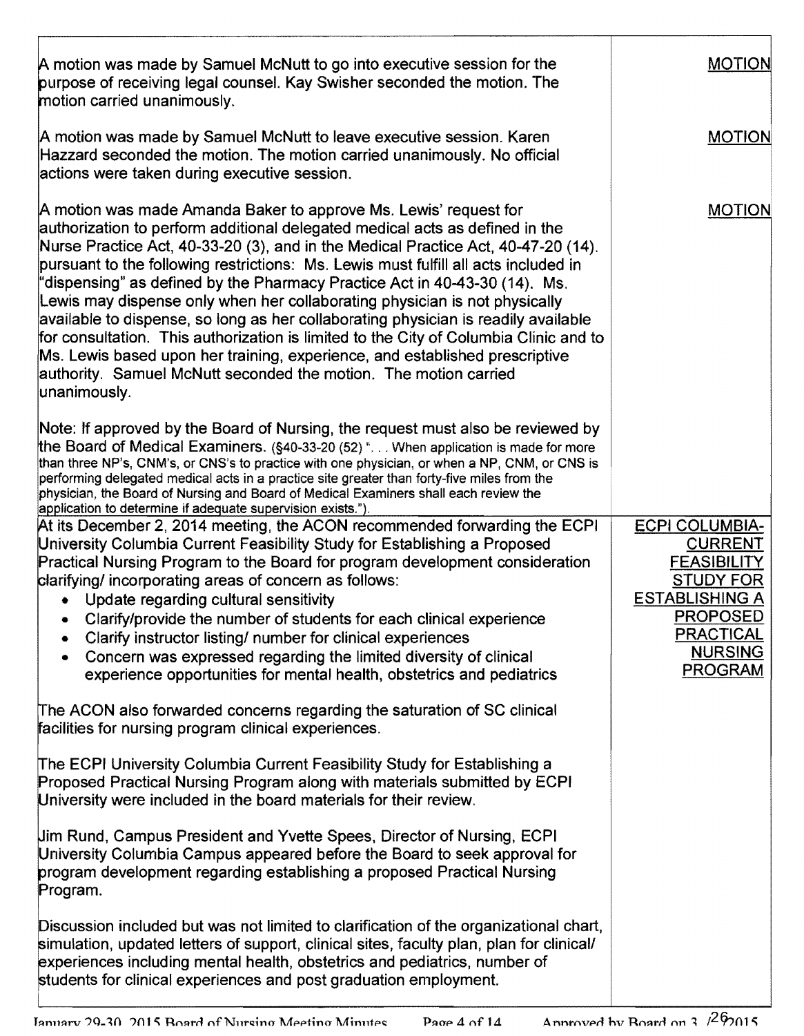| | |
|---|---|
| A motion was made by Samuel McNutt to go into executive session for the purpose of receiving legal counsel. Kay Swisher seconded the motion. The motion carried unanimously. | MOTION |
| A motion was made by Samuel McNutt to leave executive session. Karen Hazzard seconded the motion. The motion carried unanimously. No official actions were taken during executive session. | MOTION |
| A motion was made Amanda Baker to approve Ms. Lewis' request for authorization to perform additional delegated medical acts as defined in the Nurse Practice Act, 40-33-20 (3), and in the Medical Practice Act, 40-47-20 (14). pursuant to the following restrictions: Ms. Lewis must fulfill all acts included in "dispensing" as defined by the Pharmacy Practice Act in 40-43-30 (14). Ms. Lewis may dispense only when her collaborating physician is not physically available to dispense, so long as her collaborating physician is readily available for consultation. This authorization is limited to the City of Columbia Clinic and to Ms. Lewis based upon her training, experience, and established prescriptive authority. Samuel McNutt seconded the motion. The motion carried unanimously.<br><br>Note: If approved by the Board of Nursing, the request must also be reviewed by the Board of Medical Examiners. (§40-33-20 (52) ". . . When application is made for more than three NP's, CNM's, or CNS's to practice with one physician, or when a NP, CNM, or CNS is performing delegated medical acts in a practice site greater than forty-five miles from the physician, the Board of Nursing and Board of Medical Examiners shall each review the application to determine if adequate supervision exists."). | MOTION |
| At its December 2, 2014 meeting, the ACON recommended forwarding the ECPI University Columbia Current Feasibility Study for Establishing a Proposed Practical Nursing Program to the Board for program development consideration clarifying/ incorporating areas of concern as follows:<br>• Update regarding cultural sensitivity<br>• Clarify/provide the number of students for each clinical experience<br>• Clarify instructor listing/ number for clinical experiences<br>• Concern was expressed regarding the limited diversity of clinical experience opportunities for mental health, obstetrics and pediatrics<br><br>The ACON also forwarded concerns regarding the saturation of SC clinical facilities for nursing program clinical experiences.<br><br>The ECPI University Columbia Current Feasibility Study for Establishing a Proposed Practical Nursing Program along with materials submitted by ECPI University were included in the board materials for their review.<br><br>Jim Rund, Campus President and Yvette Spees, Director of Nursing, ECPI University Columbia Campus appeared before the Board to seek approval for program development regarding establishing a proposed Practical Nursing Program.<br><br>Discussion included but was not limited to clarification of the organizational chart, simulation, updated letters of support, clinical sites, faculty plan, plan for clinical/ experiences including mental health, obstetrics and pediatrics, number of students for clinical experiences and post graduation employment. | ECPI COLUMBIA-CURRENT FEASIBILITY STUDY FOR ESTABLISHING A PROPOSED PRACTICAL NURSING PROGRAM |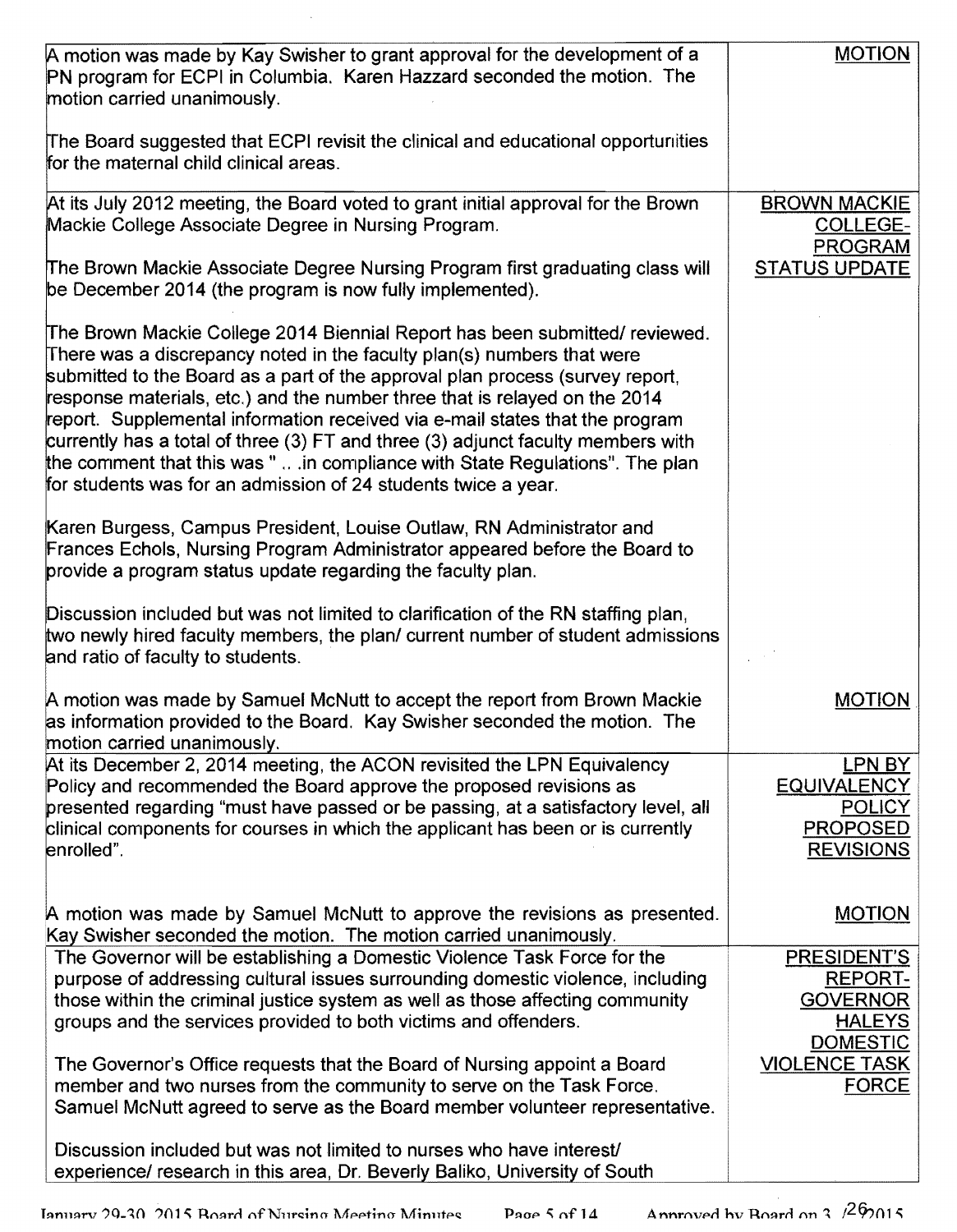| | |
|---|---|
| A motion was made by Kay Swisher to grant approval for the development of a PN program for ECPI in Columbia. Karen Hazzard seconded the motion. The motion carried unanimously.<br><br>The Board suggested that ECPI revisit the clinical and educational opportunities for the maternal child clinical areas. | MOTION |
| At its July 2012 meeting, the Board voted to grant initial approval for the Brown Mackie College Associate Degree in Nursing Program.<br><br>The Brown Mackie Associate Degree Nursing Program first graduating class will be December 2014 (the program is now fully implemented).<br><br>The Brown Mackie College 2014 Biennial Report has been submitted/ reviewed. There was a discrepancy noted in the faculty plan(s) numbers that were submitted to the Board as a part of the approval plan process (survey report, response materials, etc.) and the number three that is relayed on the 2014 report. Supplemental information received via e-mail states that the program currently has a total of three (3) FT and three (3) adjunct faculty members with the comment that this was " .. .in compliance with State Regulations". The plan for students was for an admission of 24 students twice a year.<br><br>Karen Burgess, Campus President, Louise Outlaw, RN Administrator and Frances Echols, Nursing Program Administrator appeared before the Board to provide a program status update regarding the faculty plan.<br><br>Discussion included but was not limited to clarification of the RN staffing plan, two newly hired faculty members, the plan/ current number of student admissions and ratio of faculty to students. | BROWN MACKIE COLLEGE- PROGRAM STATUS UPDATE |
| A motion was made by Samuel McNutt to accept the report from Brown Mackie as information provided to the Board. Kay Swisher seconded the motion. The motion carried unanimously. | MOTION |
| At its December 2, 2014 meeting, the ACON revisited the LPN Equivalency Policy and recommended the Board approve the proposed revisions as presented regarding "must have passed or be passing, at a satisfactory level, all clinical components for courses in which the applicant has been or is currently enrolled". | LPN BY EQUIVALENCY POLICY PROPOSED REVISIONS |
| A motion was made by Samuel McNutt to approve the revisions as presented. Kay Swisher seconded the motion. The motion carried unanimously. | MOTION |
| The Governor will be establishing a Domestic Violence Task Force for the purpose of addressing cultural issues surrounding domestic violence, including those within the criminal justice system as well as those affecting community groups and the services provided to both victims and offenders.<br><br>The Governor's Office requests that the Board of Nursing appoint a Board member and two nurses from the community to serve on the Task Force. Samuel McNutt agreed to serve as the Board member volunteer representative.<br><br>Discussion included but was not limited to nurses who have interest/ experience/ research in this area, Dr. Beverly Baliko, University of South | PRESIDENT'S REPORT- GOVERNOR HALEYS DOMESTIC VIOLENCE TASK FORCE |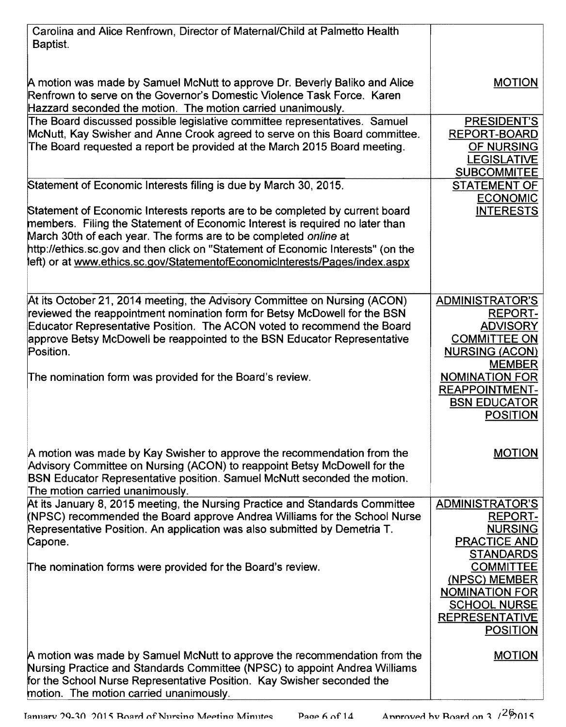| | |
|---|---|
| Carolina and Alice Renfrown, Director of Maternal/Child at Palmetto Health Baptist. | |
| A motion was made by Samuel McNutt to approve Dr. Beverly Baliko and Alice Renfrown to serve on the Governor's Domestic Violence Task Force. Karen Hazzard seconded the motion. The motion carried unanimously. | MOTION |
| The Board discussed possible legislative committee representatives. Samuel McNutt, Kay Swisher and Anne Crook agreed to serve on this Board committee. The Board requested a report be provided at the March 2015 Board meeting. | PRESIDENT'S REPORT-BOARD OF NURSING LEGISLATIVE SUBCOMMITEE |
| Statement of Economic Interests filing is due by March 30, 2015.<br><br>Statement of Economic Interests reports are to be completed by current board members. Filing the Statement of Economic Interest is required no later than March 30th of each year. The forms are to be completed *online* at http://ethics.sc.gov and then click on "Statement of Economic Interests" (on the left) or at www.ethics.sc.gov/StatementofEconomicInterests/Pages/index.aspx | STATEMENT OF ECONOMIC INTERESTS |
| At its October 21, 2014 meeting, the Advisory Committee on Nursing (ACON) reviewed the reappointment nomination form for Betsy McDowell for the BSN Educator Representative Position. The ACON voted to recommend the Board approve Betsy McDowell be reappointed to the BSN Educator Representative Position.<br><br>The nomination form was provided for the Board's review. | ADMINISTRATOR'S REPORT-ADVISORY COMMITTEE ON NURSING (ACON) MEMBER NOMINATION FOR REAPPOINTMENT-BSN EDUCATOR POSITION |
| A motion was made by Kay Swisher to approve the recommendation from the Advisory Committee on Nursing (ACON) to reappoint Betsy McDowell for the BSN Educator Representative position. Samuel McNutt seconded the motion. The motion carried unanimously. | MOTION |
| At its January 8, 2015 meeting, the Nursing Practice and Standards Committee (NPSC) recommended the Board approve Andrea Williams for the School Nurse Representative Position. An application was also submitted by Demetria T. Capone.<br><br>The nomination forms were provided for the Board's review. | ADMINISTRATOR'S REPORT-NURSING PRACTICE AND STANDARDS COMMITTEE (NPSC) MEMBER NOMINATION FOR SCHOOL NURSE REPRESENTATIVE POSITION |
| A motion was made by Samuel McNutt to approve the recommendation from the Nursing Practice and Standards Committee (NPSC) to appoint Andrea Williams for the School Nurse Representative Position. Kay Swisher seconded the motion. The motion carried unanimously. | MOTION |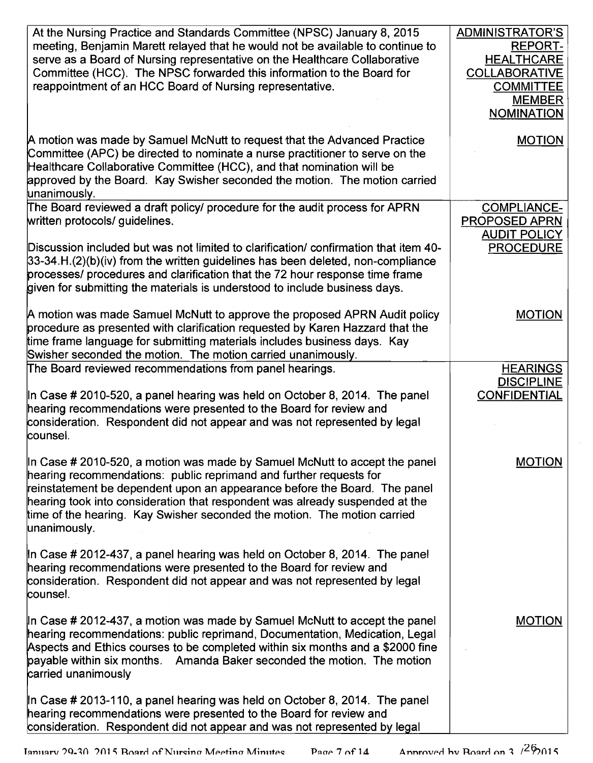| | |
|---|---|
| At the Nursing Practice and Standards Committee (NPSC) January 8, 2015 meeting, Benjamin Marett relayed that he would not be available to continue to serve as a Board of Nursing representative on the Healthcare Collaborative Committee (HCC). The NPSC forwarded this information to the Board for reappointment of an HCC Board of Nursing representative. | ADMINISTRATOR'S REPORT-HEALTHCARE COLLABORATIVE COMMITTEE MEMBER NOMINATION |
| A motion was made by Samuel McNutt to request that the Advanced Practice Committee (APC) be directed to nominate a nurse practitioner to serve on the Healthcare Collaborative Committee (HCC), and that nomination will be approved by the Board. Kay Swisher seconded the motion. The motion carried unanimously. | MOTION |
| The Board reviewed a draft policy/ procedure for the audit process for APRN written protocols/ guidelines.<br><br>Discussion included but was not limited to clarification/ confirmation that item 40-33-34.H.(2)(b)(iv) from the written guidelines has been deleted, non-compliance processes/ procedures and clarification that the 72 hour response time frame given for submitting the materials is understood to include business days. | COMPLIANCE-PROPOSED APRN AUDIT POLICY PROCEDURE |
| A motion was made Samuel McNutt to approve the proposed APRN Audit policy procedure as presented with clarification requested by Karen Hazzard that the time frame language for submitting materials includes business days. Kay Swisher seconded the motion. The motion carried unanimously. | MOTION |
| The Board reviewed recommendations from panel hearings.<br><br>In Case # 2010-520, a panel hearing was held on October 8, 2014. The panel hearing recommendations were presented to the Board for review and consideration. Respondent did not appear and was not represented by legal counsel. | HEARINGS DISCIPLINE CONFIDENTIAL |
| In Case # 2010-520, a motion was made by Samuel McNutt to accept the panel hearing recommendations: public reprimand and further requests for reinstatement be dependent upon an appearance before the Board. The panel hearing took into consideration that respondent was already suspended at the time of the hearing. Kay Swisher seconded the motion. The motion carried unanimously.<br><br>In Case # 2012-437, a panel hearing was held on October 8, 2014. The panel hearing recommendations were presented to the Board for review and consideration. Respondent did not appear and was not represented by legal counsel. | MOTION |
| In Case # 2012-437, a motion was made by Samuel McNutt to accept the panel hearing recommendations: public reprimand, Documentation, Medication, Legal Aspects and Ethics courses to be completed within six months and a $2000 fine payable within six months. Amanda Baker seconded the motion. The motion carried unanimously<br><br>In Case # 2013-110, a panel hearing was held on October 8, 2014. The panel hearing recommendations were presented to the Board for review and consideration. Respondent did not appear and was not represented by legal | MOTION |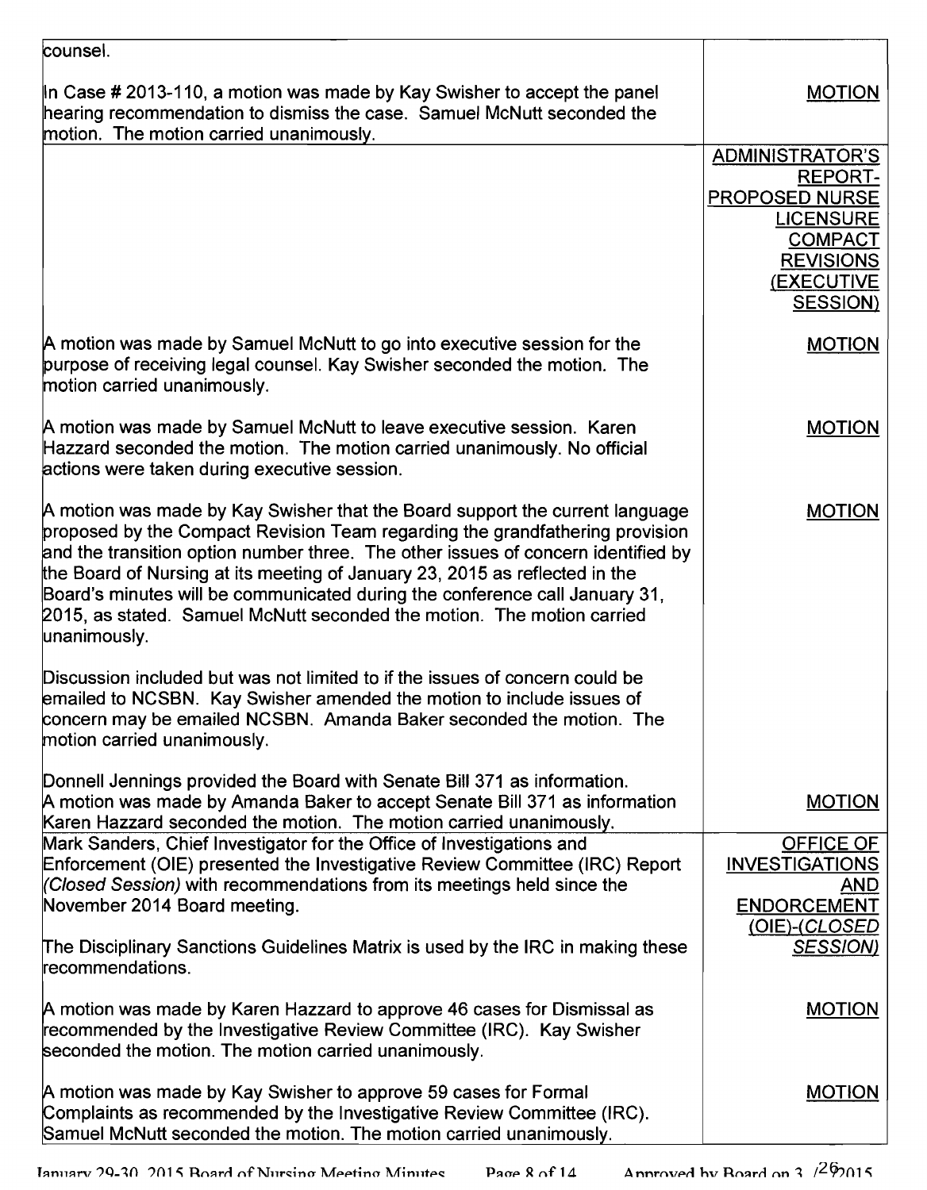| | |
|---|---|
| counsel.<br><br>In Case # 2013-110, a motion was made by Kay Swisher to accept the panel hearing recommendation to dismiss the case. Samuel McNutt seconded the motion. The motion carried unanimously. | MOTION |
| | ADMINISTRATOR'S REPORT- PROPOSED NURSE LICENSURE COMPACT REVISIONS (EXECUTIVE SESSION) |
| A motion was made by Samuel McNutt to go into executive session for the purpose of receiving legal counsel. Kay Swisher seconded the motion. The motion carried unanimously. | MOTION |
| A motion was made by Samuel McNutt to leave executive session. Karen Hazzard seconded the motion. The motion carried unanimously. No official actions were taken during executive session. | MOTION |
| A motion was made by Kay Swisher that the Board support the current language proposed by the Compact Revision Team regarding the grandfathering provision and the transition option number three. The other issues of concern identified by the Board of Nursing at its meeting of January 23, 2015 as reflected in the Board's minutes will be communicated during the conference call January 31, 2015, as stated. Samuel McNutt seconded the motion. The motion carried unanimously.<br><br>Discussion included but was not limited to if the issues of concern could be emailed to NCSBN. Kay Swisher amended the motion to include issues of concern may be emailed NCSBN. Amanda Baker seconded the motion. The motion carried unanimously. | MOTION |
| Donnell Jennings provided the Board with Senate Bill 371 as information.<br>A motion was made by Amanda Baker to accept Senate Bill 371 as information Karen Hazzard seconded the motion. The motion carried unanimously. | MOTION |
| Mark Sanders, Chief Investigator for the Office of Investigations and Enforcement (OIE) presented the Investigative Review Committee (IRC) Report *(Closed Session)* with recommendations from its meetings held since the November 2014 Board meeting.<br><br>The Disciplinary Sanctions Guidelines Matrix is used by the IRC in making these recommendations. | OFFICE OF INVESTIGATIONS AND ENDORCEMENT (OIE)-*(CLOSED SESSION)* |
| A motion was made by Karen Hazzard to approve 46 cases for Dismissal as recommended by the Investigative Review Committee (IRC). Kay Swisher seconded the motion. The motion carried unanimously. | MOTION |
| A motion was made by Kay Swisher to approve 59 cases for Formal Complaints as recommended by the Investigative Review Committee (IRC). Samuel McNutt seconded the motion. The motion carried unanimously. | MOTION |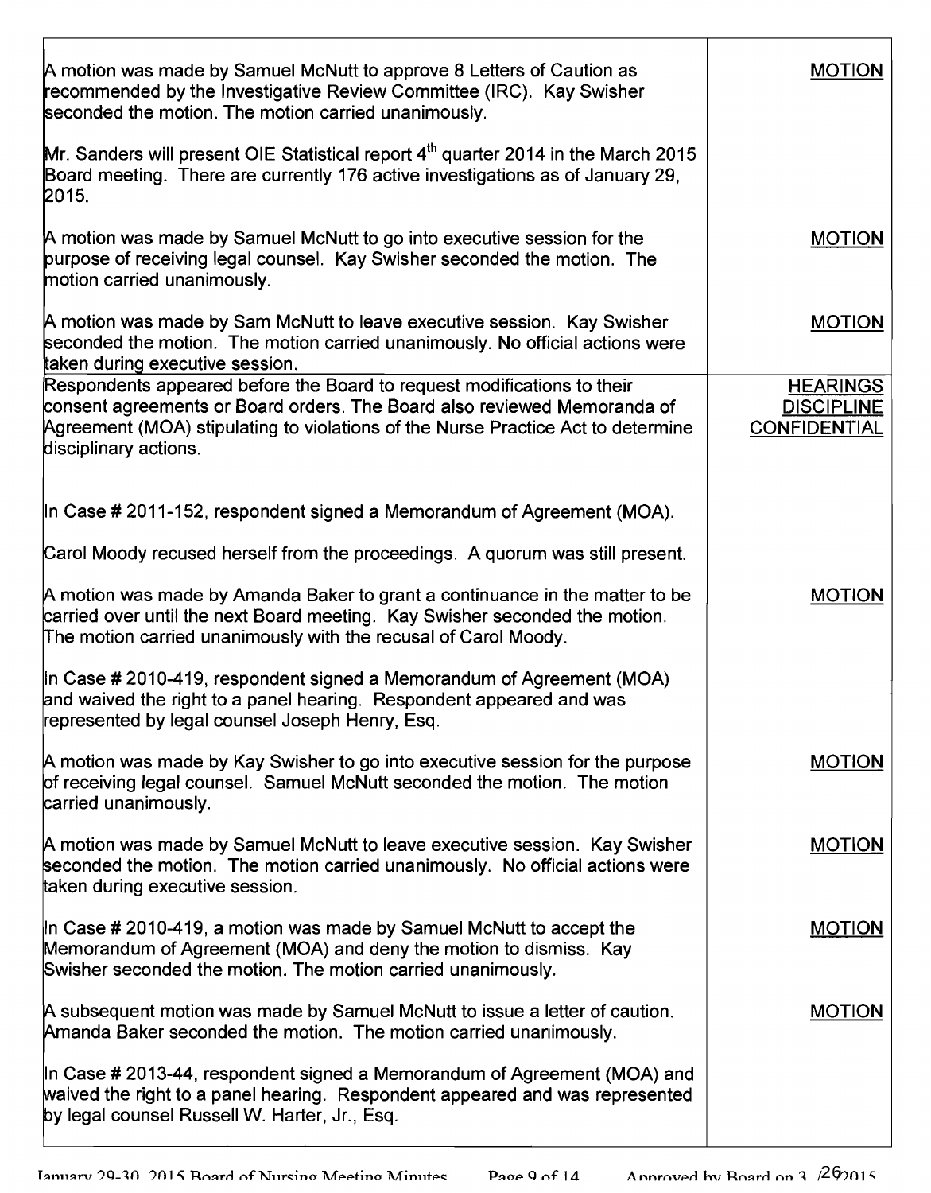| | |
|---|---|
| A motion was made by Samuel McNutt to approve 8 Letters of Caution as recommended by the Investigative Review Committee (IRC). Kay Swisher seconded the motion. The motion carried unanimously. | MOTION |
| Mr. Sanders will present OIE Statistical report 4th quarter 2014 in the March 2015 Board meeting. There are currently 176 active investigations as of January 29, 2015. | |
| A motion was made by Samuel McNutt to go into executive session for the purpose of receiving legal counsel. Kay Swisher seconded the motion. The motion carried unanimously. | MOTION |
| A motion was made by Sam McNutt to leave executive session. Kay Swisher seconded the motion. The motion carried unanimously. No official actions were taken during executive session. | MOTION |
| Respondents appeared before the Board to request modifications to their consent agreements or Board orders. The Board also reviewed Memoranda of Agreement (MOA) stipulating to violations of the Nurse Practice Act to determine disciplinary actions. | HEARINGS DISCIPLINE CONFIDENTIAL |
| In Case # 2011-152, respondent signed a Memorandum of Agreement (MOA). | |
| Carol Moody recused herself from the proceedings. A quorum was still present. | |
| A motion was made by Amanda Baker to grant a continuance in the matter to be carried over until the next Board meeting. Kay Swisher seconded the motion. The motion carried unanimously with the recusal of Carol Moody. | MOTION |
| In Case # 2010-419, respondent signed a Memorandum of Agreement (MOA) and waived the right to a panel hearing. Respondent appeared and was represented by legal counsel Joseph Henry, Esq. | |
| A motion was made by Kay Swisher to go into executive session for the purpose of receiving legal counsel. Samuel McNutt seconded the motion. The motion carried unanimously. | MOTION |
| A motion was made by Samuel McNutt to leave executive session. Kay Swisher seconded the motion. The motion carried unanimously. No official actions were taken during executive session. | MOTION |
| In Case # 2010-419, a motion was made by Samuel McNutt to accept the Memorandum of Agreement (MOA) and deny the motion to dismiss. Kay Swisher seconded the motion. The motion carried unanimously. | MOTION |
| A subsequent motion was made by Samuel McNutt to issue a letter of caution. Amanda Baker seconded the motion. The motion carried unanimously. | MOTION |
| In Case # 2013-44, respondent signed a Memorandum of Agreement (MOA) and waived the right to a panel hearing. Respondent appeared and was represented by legal counsel Russell W. Harter, Jr., Esq. | |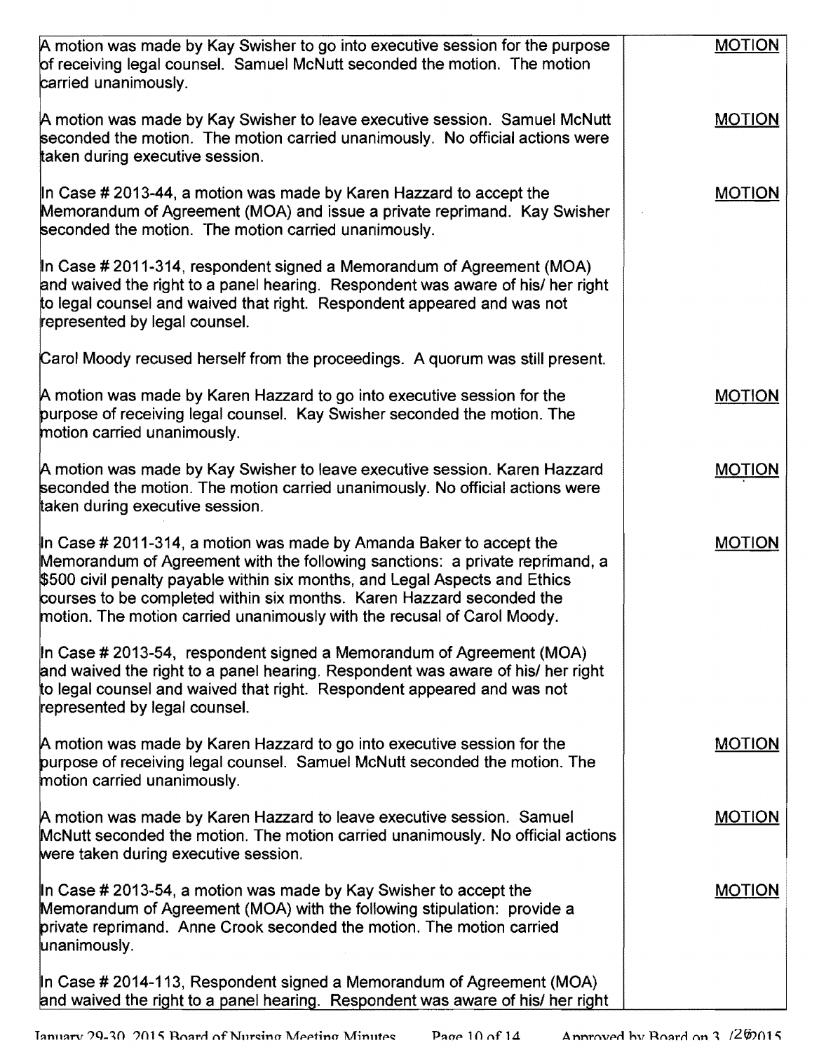| | |
|---|---|
| A motion was made by Kay Swisher to go into executive session for the purpose of receiving legal counsel. Samuel McNutt seconded the motion. The motion carried unanimously. | MOTION |
| A motion was made by Kay Swisher to leave executive session. Samuel McNutt seconded the motion. The motion carried unanimously. No official actions were taken during executive session. | MOTION |
| In Case # 2013-44, a motion was made by Karen Hazzard to accept the Memorandum of Agreement (MOA) and issue a private reprimand. Kay Swisher seconded the motion. The motion carried unanimously. | MOTION |
| In Case # 2011-314, respondent signed a Memorandum of Agreement (MOA) and waived the right to a panel hearing. Respondent was aware of his/ her right to legal counsel and waived that right. Respondent appeared and was not represented by legal counsel. | |
| Carol Moody recused herself from the proceedings. A quorum was still present. | |
| A motion was made by Karen Hazzard to go into executive session for the purpose of receiving legal counsel. Kay Swisher seconded the motion. The motion carried unanimously. | MOTION |
| A motion was made by Kay Swisher to leave executive session. Karen Hazzard seconded the motion. The motion carried unanimously. No official actions were taken during executive session. | MOTION |
| In Case # 2011-314, a motion was made by Amanda Baker to accept the Memorandum of Agreement with the following sanctions: a private reprimand, a $500 civil penalty payable within six months, and Legal Aspects and Ethics courses to be completed within six months. Karen Hazzard seconded the motion. The motion carried unanimously with the recusal of Carol Moody. | MOTION |
| In Case # 2013-54, respondent signed a Memorandum of Agreement (MOA) and waived the right to a panel hearing. Respondent was aware of his/ her right to legal counsel and waived that right. Respondent appeared and was not represented by legal counsel. | |
| A motion was made by Karen Hazzard to go into executive session for the purpose of receiving legal counsel. Samuel McNutt seconded the motion. The motion carried unanimously. | MOTION |
| A motion was made by Karen Hazzard to leave executive session. Samuel McNutt seconded the motion. The motion carried unanimously. No official actions were taken during executive session. | MOTION |
| In Case # 2013-54, a motion was made by Kay Swisher to accept the Memorandum of Agreement (MOA) with the following stipulation: provide a private reprimand. Anne Crook seconded the motion. The motion carried unanimously. | MOTION |
| In Case # 2014-113, Respondent signed a Memorandum of Agreement (MOA) and waived the right to a panel hearing. Respondent was aware of his/ her right | |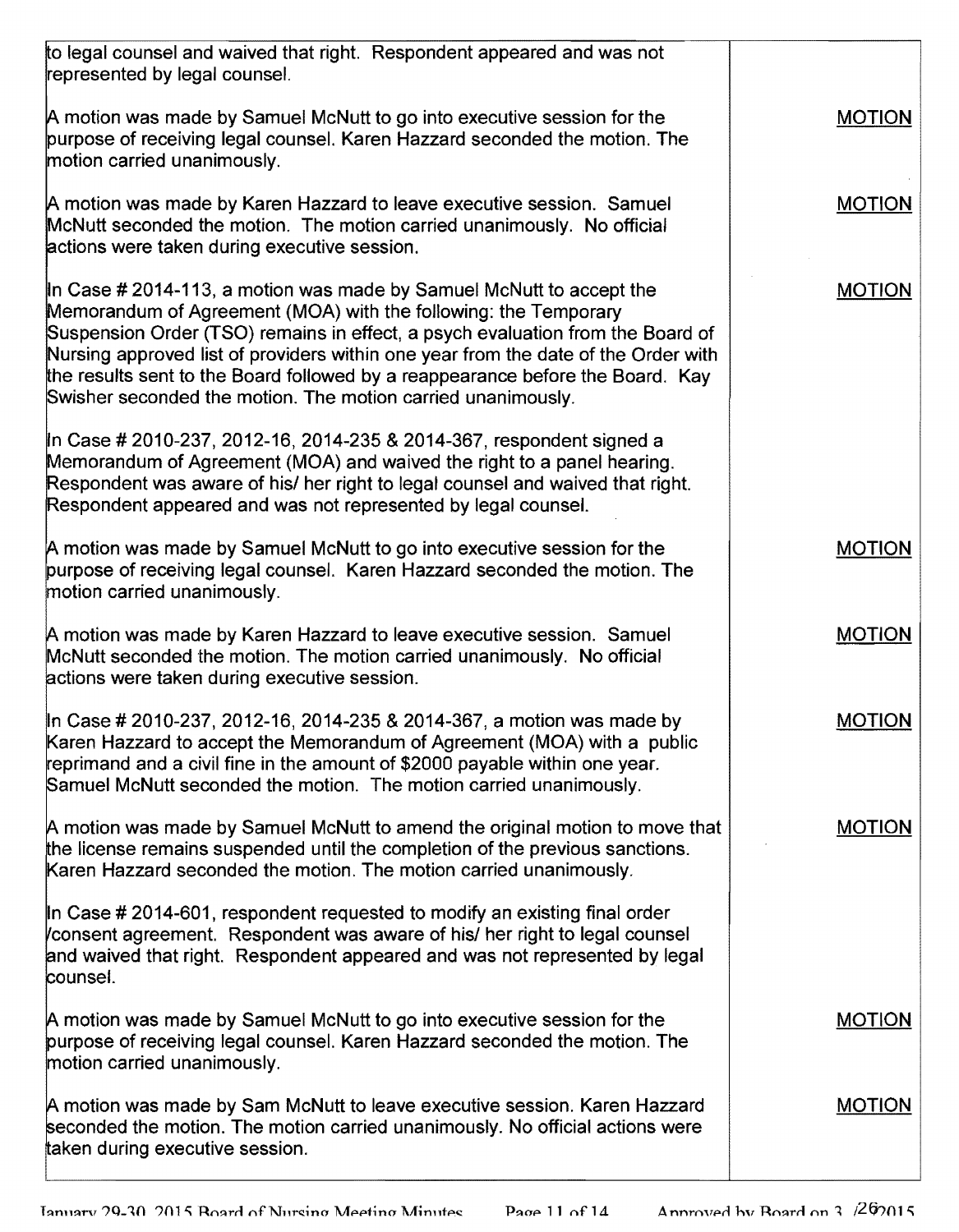| | |
|---|---|
| to legal counsel and waived that right. Respondent appeared and was not represented by legal counsel. | |
| A motion was made by Samuel McNutt to go into executive session for the purpose of receiving legal counsel. Karen Hazzard seconded the motion. The motion carried unanimously. | MOTION |
| A motion was made by Karen Hazzard to leave executive session. Samuel McNutt seconded the motion. The motion carried unanimously. No official actions were taken during executive session. | MOTION |
| In Case # 2014-113, a motion was made by Samuel McNutt to accept the Memorandum of Agreement (MOA) with the following: the Temporary Suspension Order (TSO) remains in effect, a psych evaluation from the Board of Nursing approved list of providers within one year from the date of the Order with the results sent to the Board followed by a reappearance before the Board. Kay Swisher seconded the motion. The motion carried unanimously. | MOTION |
| In Case # 2010-237, 2012-16, 2014-235 & 2014-367, respondent signed a Memorandum of Agreement (MOA) and waived the right to a panel hearing. Respondent was aware of his/ her right to legal counsel and waived that right. Respondent appeared and was not represented by legal counsel. | |
| A motion was made by Samuel McNutt to go into executive session for the purpose of receiving legal counsel. Karen Hazzard seconded the motion. The motion carried unanimously. | MOTION |
| A motion was made by Karen Hazzard to leave executive session. Samuel McNutt seconded the motion. The motion carried unanimously. No official actions were taken during executive session. | MOTION |
| In Case # 2010-237, 2012-16, 2014-235 & 2014-367, a motion was made by Karen Hazzard to accept the Memorandum of Agreement (MOA) with a public reprimand and a civil fine in the amount of $2000 payable within one year. Samuel McNutt seconded the motion. The motion carried unanimously. | MOTION |
| A motion was made by Samuel McNutt to amend the original motion to move that the license remains suspended until the completion of the previous sanctions. Karen Hazzard seconded the motion. The motion carried unanimously. | MOTION |
| In Case # 2014-601, respondent requested to modify an existing final order /consent agreement. Respondent was aware of his/ her right to legal counsel and waived that right. Respondent appeared and was not represented by legal counsel. | |
| A motion was made by Samuel McNutt to go into executive session for the purpose of receiving legal counsel. Karen Hazzard seconded the motion. The motion carried unanimously. | MOTION |
| A motion was made by Sam McNutt to leave executive session. Karen Hazzard seconded the motion. The motion carried unanimously. No official actions were taken during executive session. | MOTION |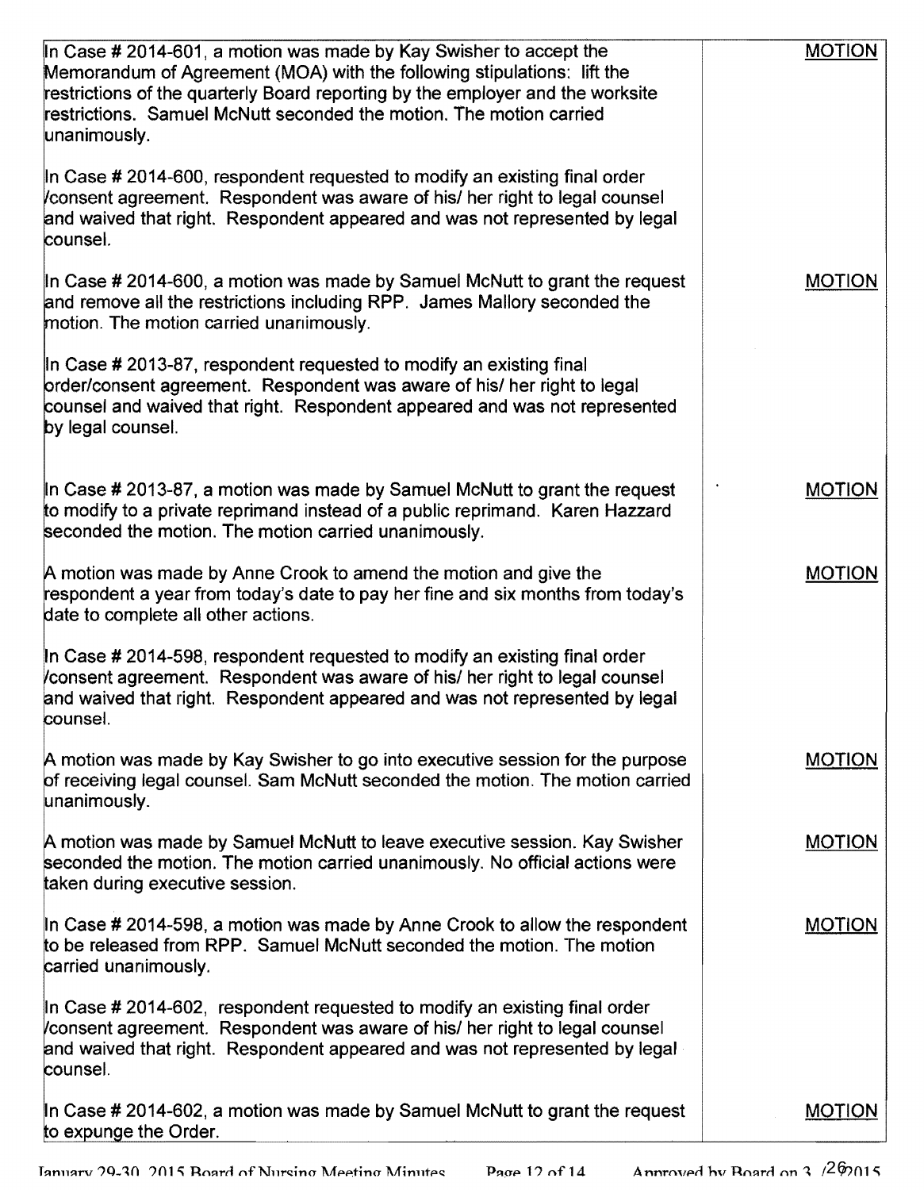| | |
|---|---|
| In Case # 2014-601, a motion was made by Kay Swisher to accept the Memorandum of Agreement (MOA) with the following stipulations: lift the restrictions of the quarterly Board reporting by the employer and the worksite restrictions. Samuel McNutt seconded the motion. The motion carried unanimously. | MOTION |
| In Case # 2014-600, respondent requested to modify an existing final order /consent agreement. Respondent was aware of his/ her right to legal counsel and waived that right. Respondent appeared and was not represented by legal counsel. | |
| In Case # 2014-600, a motion was made by Samuel McNutt to grant the request and remove all the restrictions including RPP. James Mallory seconded the motion. The motion carried unanimously. | MOTION |
| In Case # 2013-87, respondent requested to modify an existing final order/consent agreement. Respondent was aware of his/ her right to legal counsel and waived that right. Respondent appeared and was not represented by legal counsel. | |
| In Case # 2013-87, a motion was made by Samuel McNutt to grant the request to modify to a private reprimand instead of a public reprimand. Karen Hazzard seconded the motion. The motion carried unanimously. | MOTION |
| A motion was made by Anne Crook to amend the motion and give the respondent a year from today's date to pay her fine and six months from today's date to complete all other actions. | MOTION |
| In Case # 2014-598, respondent requested to modify an existing final order /consent agreement. Respondent was aware of his/ her right to legal counsel and waived that right. Respondent appeared and was not represented by legal counsel. | |
| A motion was made by Kay Swisher to go into executive session for the purpose of receiving legal counsel. Sam McNutt seconded the motion. The motion carried unanimously. | MOTION |
| A motion was made by Samuel McNutt to leave executive session. Kay Swisher seconded the motion. The motion carried unanimously. No official actions were taken during executive session. | MOTION |
| In Case # 2014-598, a motion was made by Anne Crook to allow the respondent to be released from RPP. Samuel McNutt seconded the motion. The motion carried unanimously. | MOTION |
| In Case # 2014-602, respondent requested to modify an existing final order /consent agreement. Respondent was aware of his/ her right to legal counsel and waived that right. Respondent appeared and was not represented by legal counsel. | |
| In Case # 2014-602, a motion was made by Samuel McNutt to grant the request to expunge the Order. | MOTION |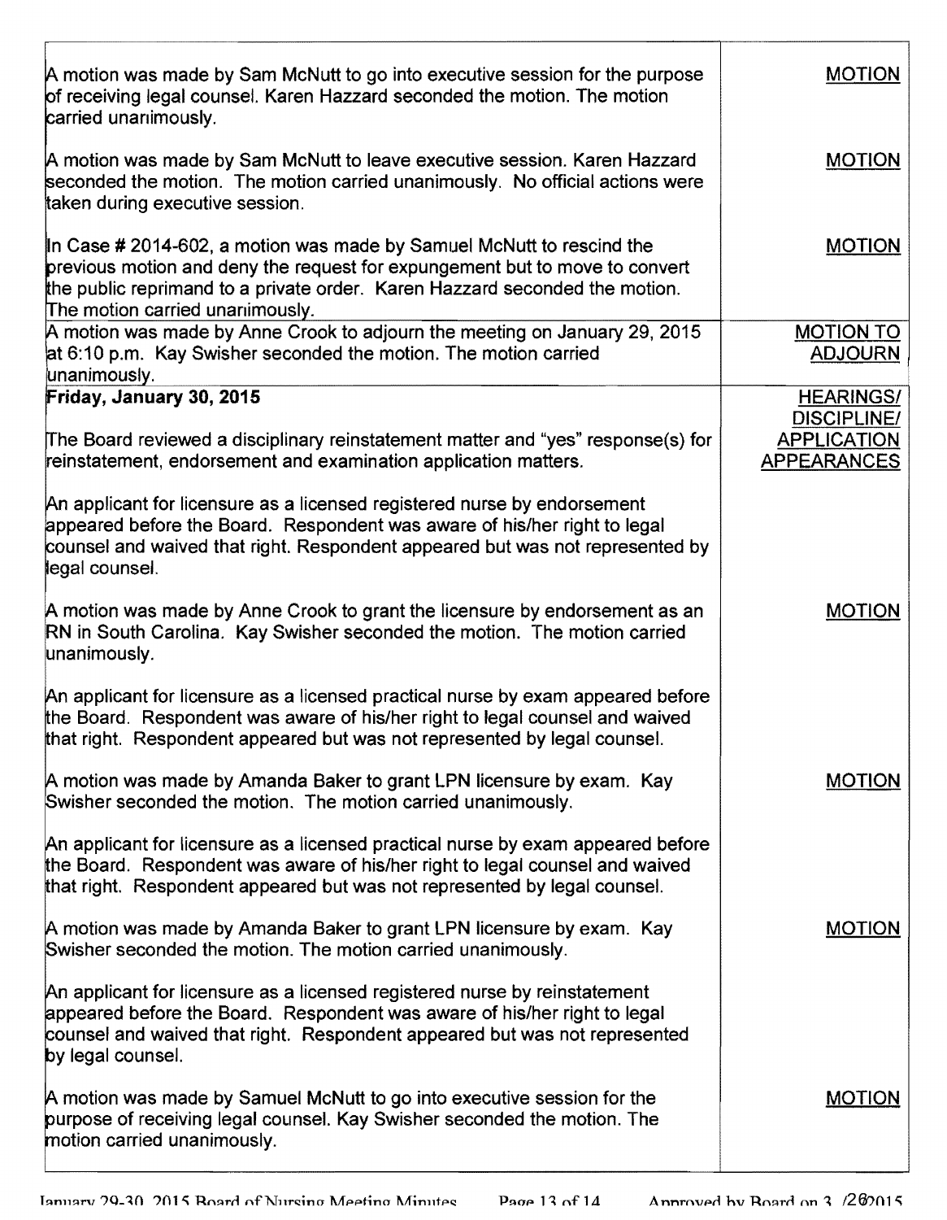| | |
|---|---|
| A motion was made by Sam McNutt to go into executive session for the purpose of receiving legal counsel. Karen Hazzard seconded the motion. The motion carried unanimously.<br><br>A motion was made by Sam McNutt to leave executive session. Karen Hazzard seconded the motion. The motion carried unanimously. No official actions were taken during executive session.<br><br>In Case # 2014-602, a motion was made by Samuel McNutt to rescind the previous motion and deny the request for expungement but to move to convert the public reprimand to a private order. Karen Hazzard seconded the motion. The motion carried unanimously. | MOTION<br><br>MOTION<br><br>MOTION |
| A motion was made by Anne Crook to adjourn the meeting on January 29, 2015 at 6:10 p.m. Kay Swisher seconded the motion. The motion carried unanimously. | MOTION TO ADJOURN |
| **Friday, January 30, 2015**<br><br>The Board reviewed a disciplinary reinstatement matter and "yes" response(s) for reinstatement, endorsement and examination application matters.<br><br>An applicant for licensure as a licensed registered nurse by endorsement appeared before the Board. Respondent was aware of his/her right to legal counsel and waived that right. Respondent appeared but was not represented by legal counsel.<br><br>A motion was made by Anne Crook to grant the licensure by endorsement as an RN in South Carolina. Kay Swisher seconded the motion. The motion carried unanimously.<br><br>An applicant for licensure as a licensed practical nurse by exam appeared before the Board. Respondent was aware of his/her right to legal counsel and waived that right. Respondent appeared but was not represented by legal counsel.<br><br>A motion was made by Amanda Baker to grant LPN licensure by exam. Kay Swisher seconded the motion. The motion carried unanimously.<br><br>An applicant for licensure as a licensed practical nurse by exam appeared before the Board. Respondent was aware of his/her right to legal counsel and waived that right. Respondent appeared but was not represented by legal counsel.<br><br>A motion was made by Amanda Baker to grant LPN licensure by exam. Kay Swisher seconded the motion. The motion carried unanimously.<br><br>An applicant for licensure as a licensed registered nurse by reinstatement appeared before the Board. Respondent was aware of his/her right to legal counsel and waived that right. Respondent appeared but was not represented by legal counsel.<br><br>A motion was made by Samuel McNutt to go into executive session for the purpose of receiving legal counsel. Kay Swisher seconded the motion. The motion carried unanimously. | HEARINGS/ DISCIPLINE/ APPLICATION APPEARANCES<br><br>MOTION<br><br>MOTION<br><br>MOTION<br><br>MOTION |

January 29-30, 2015 Board of Nursing Meeting Minutes — Approved by Board on 3/26/2015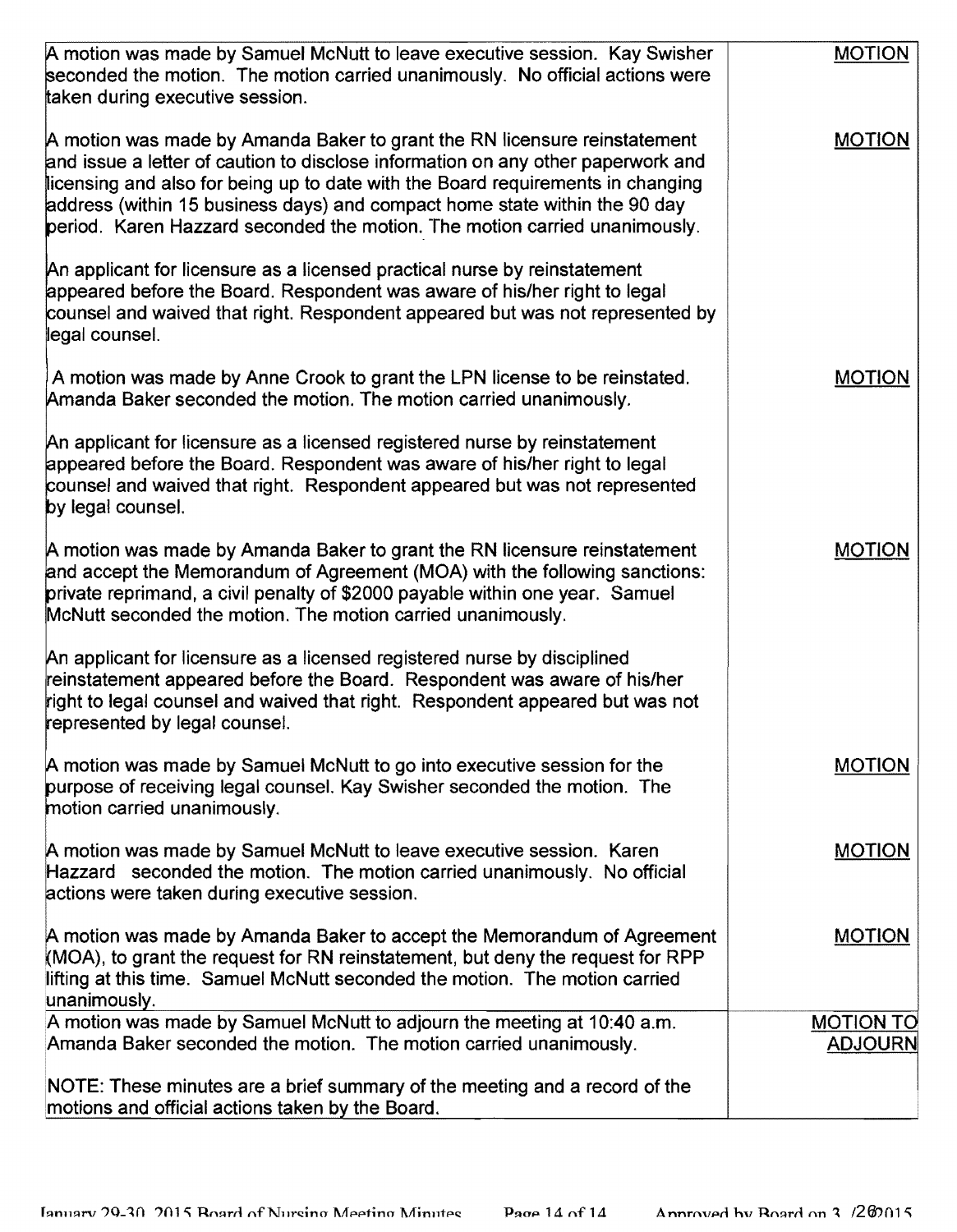| | |
|---|---|
| A motion was made by Samuel McNutt to leave executive session. Kay Swisher seconded the motion. The motion carried unanimously. No official actions were taken during executive session. | MOTION |
| A motion was made by Amanda Baker to grant the RN licensure reinstatement and issue a letter of caution to disclose information on any other paperwork and licensing and also for being up to date with the Board requirements in changing address (within 15 business days) and compact home state within the 90 day period. Karen Hazzard seconded the motion. The motion carried unanimously. | MOTION |
| An applicant for licensure as a licensed practical nurse by reinstatement appeared before the Board. Respondent was aware of his/her right to legal counsel and waived that right. Respondent appeared but was not represented by legal counsel. | |
| A motion was made by Anne Crook to grant the LPN license to be reinstated. Amanda Baker seconded the motion. The motion carried unanimously. | MOTION |
| An applicant for licensure as a licensed registered nurse by reinstatement appeared before the Board. Respondent was aware of his/her right to legal counsel and waived that right. Respondent appeared but was not represented by legal counsel. | |
| A motion was made by Amanda Baker to grant the RN licensure reinstatement and accept the Memorandum of Agreement (MOA) with the following sanctions: private reprimand, a civil penalty of $2000 payable within one year. Samuel McNutt seconded the motion. The motion carried unanimously. | MOTION |
| An applicant for licensure as a licensed registered nurse by disciplined reinstatement appeared before the Board. Respondent was aware of his/her right to legal counsel and waived that right. Respondent appeared but was not represented by legal counsel. | |
| A motion was made by Samuel McNutt to go into executive session for the purpose of receiving legal counsel. Kay Swisher seconded the motion. The motion carried unanimously. | MOTION |
| A motion was made by Samuel McNutt to leave executive session. Karen Hazzard seconded the motion. The motion carried unanimously. No official actions were taken during executive session. | MOTION |
| A motion was made by Amanda Baker to accept the Memorandum of Agreement (MOA), to grant the request for RN reinstatement, but deny the request for RPP lifting at this time. Samuel McNutt seconded the motion. The motion carried unanimously. | MOTION |
| A motion was made by Samuel McNutt to adjourn the meeting at 10:40 a.m. Amanda Baker seconded the motion. The motion carried unanimously.<br><br>NOTE: These minutes are a brief summary of the meeting and a record of the motions and official actions taken by the Board. | MOTION TO ADJOURN |

January 29-30, 2015 Board of Nursing Meeting Minutes — Approved by Board on 3/26/2015